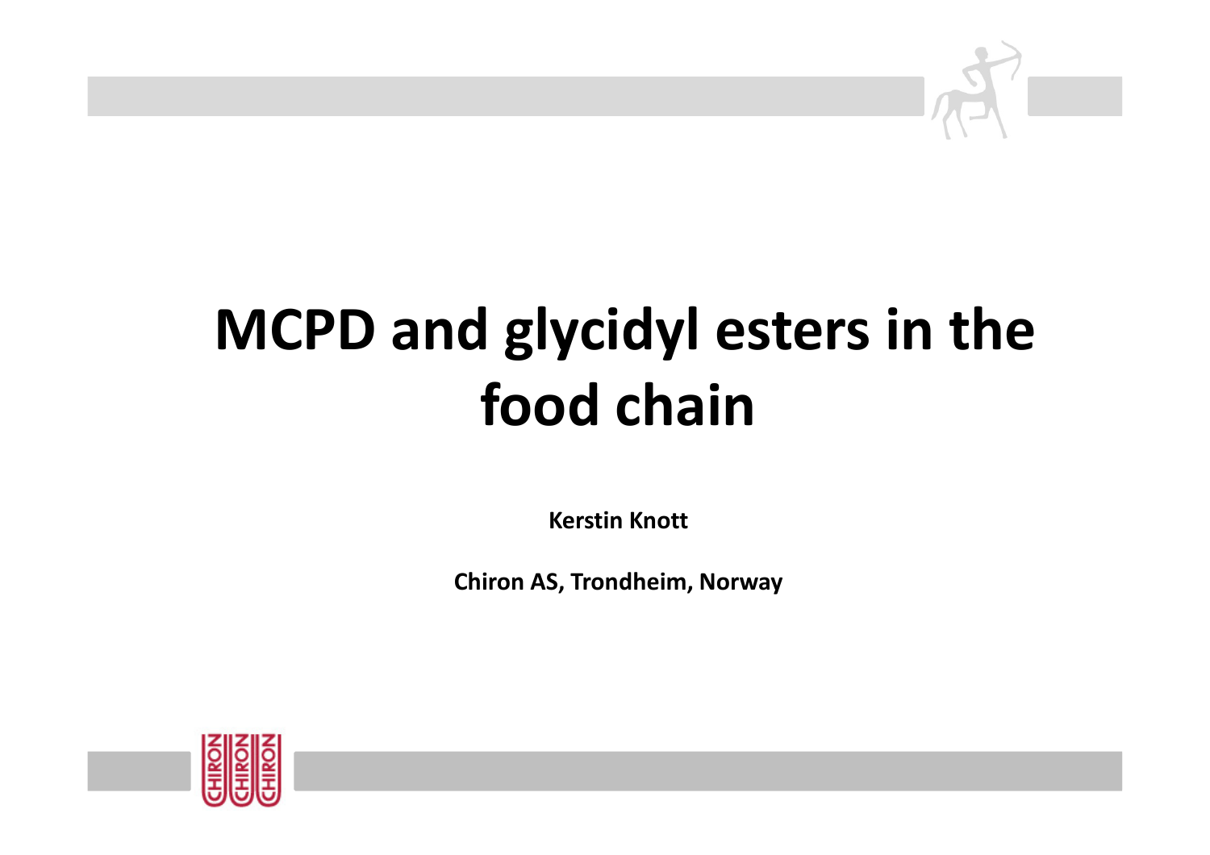# MCPD and glycidyl esters in the food chain

**Kerstin Knott**

**Chiron AS, Trondheim, Norway**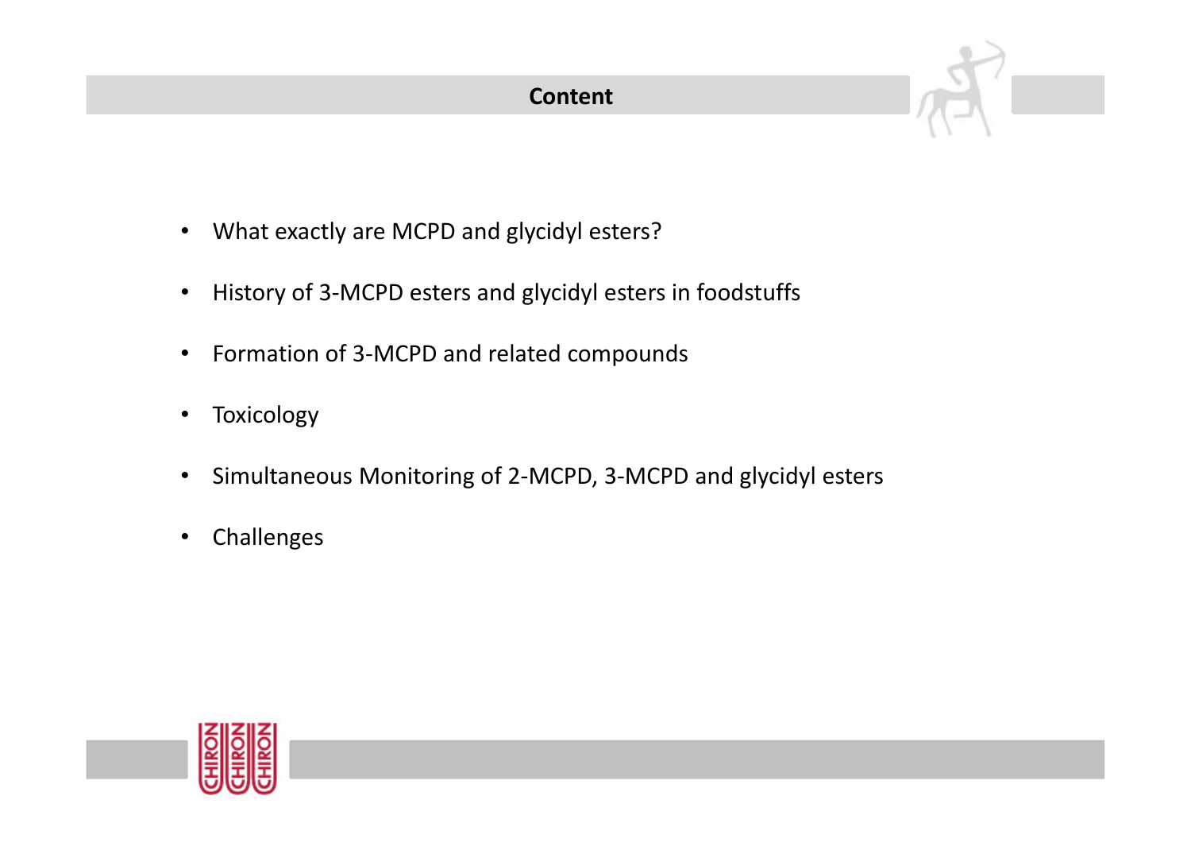# Content

- What exactly are MCPD and glycidyl esters?
- History of 3-MCPD esters and glycidyl esters in foodstuffs
- Formation of 3-MCPD and related compounds
- Toxicology
- Simultaneous Monitoring of 2-MCPD, 3-MCPD and glycidyl esters
- Challenges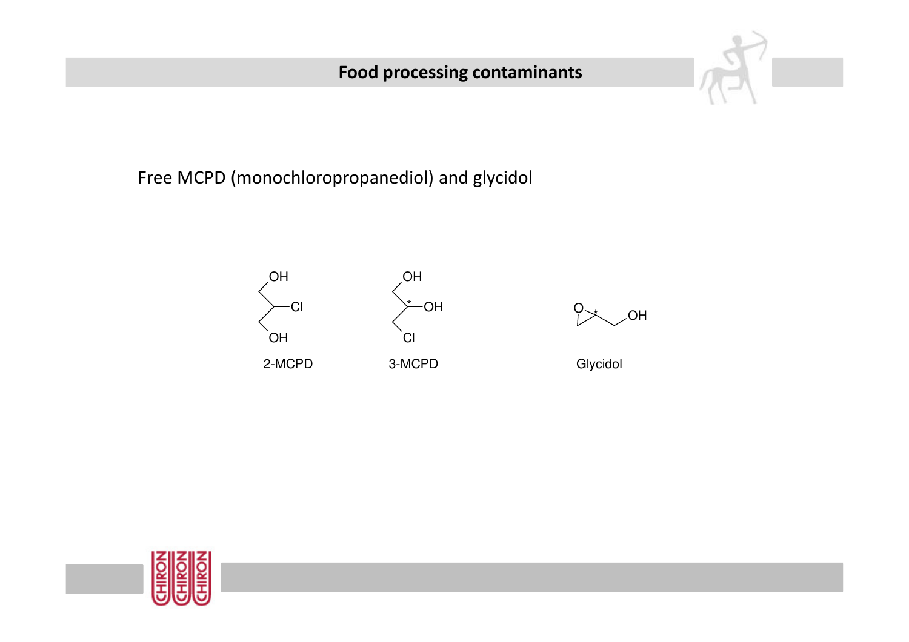## Food processing contaminants

Free MCPD (monochloropropanediol) and glycidol

2-MCPD

3-MCPD

Glycidol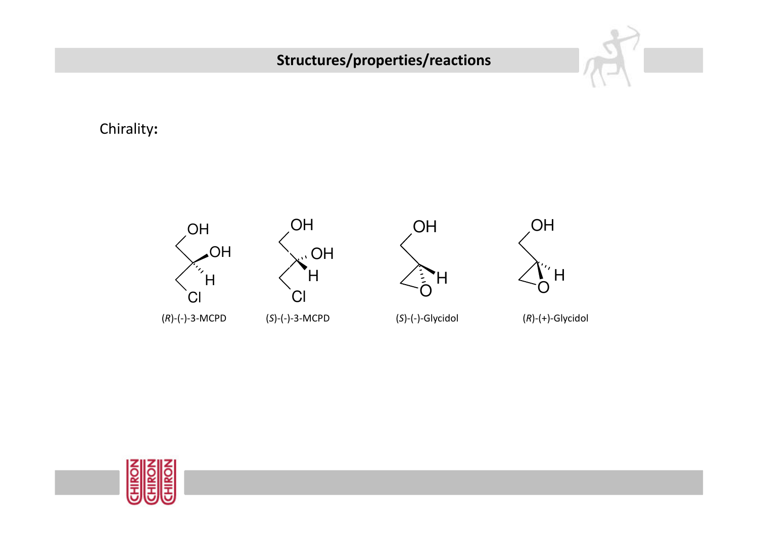## Structures/properties/reactions

Chirality:

(*R*)-(-)-3-MCPD

(*S*)-(-)-3-MCPD

(*S*)-(-)-Glycidol

(*R*)-(+)-Glycidol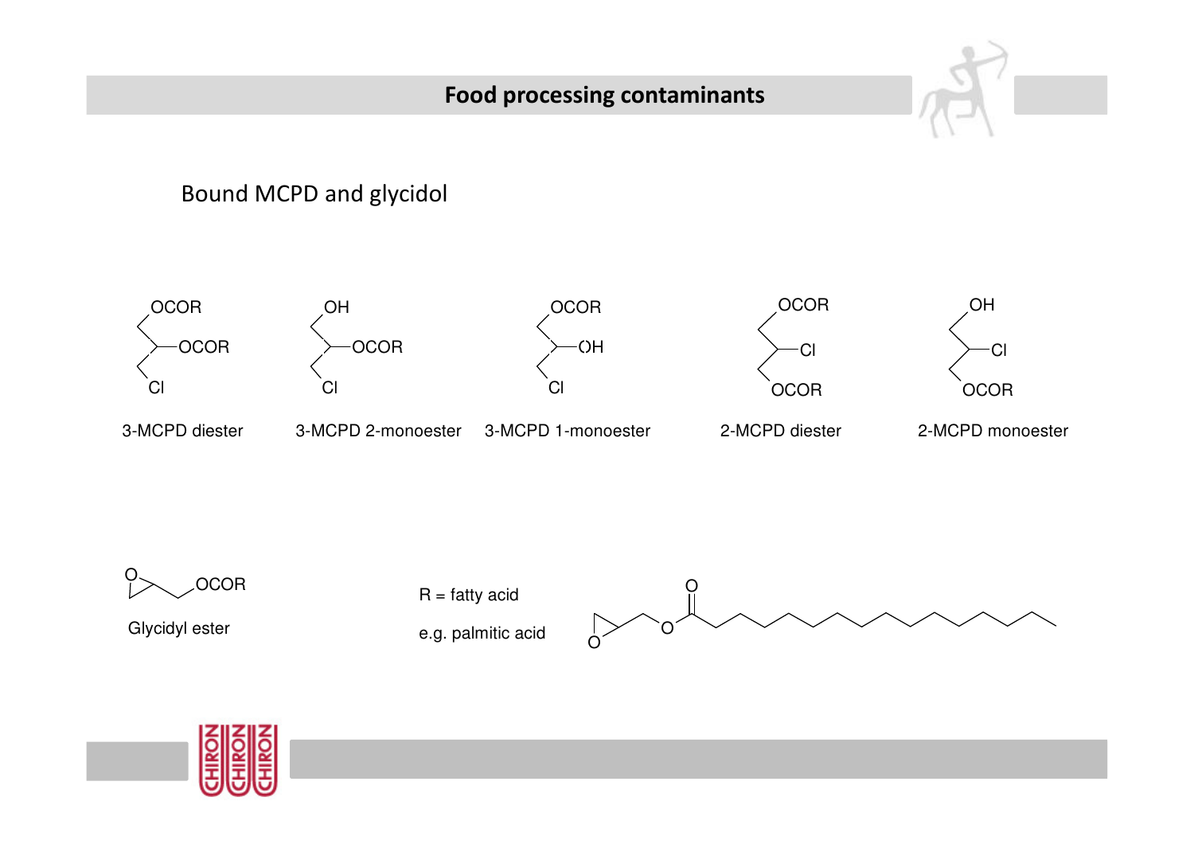## Food processing contaminants

Bound MCPD and glycidol

OCOR / OCOR / Cl — 3-MCPD diester

OH / OCOR / Cl — 3-MCPD 2-monoester

OCOR / OH / Cl — 3-MCPD 1-monoester

OCOR / Cl / OCOR — 2-MCPD diester

OH / Cl / OCOR — 2-MCPD monoester

O / OCOR — Glycidyl ester

R = fatty acid

e.g. palmitic acid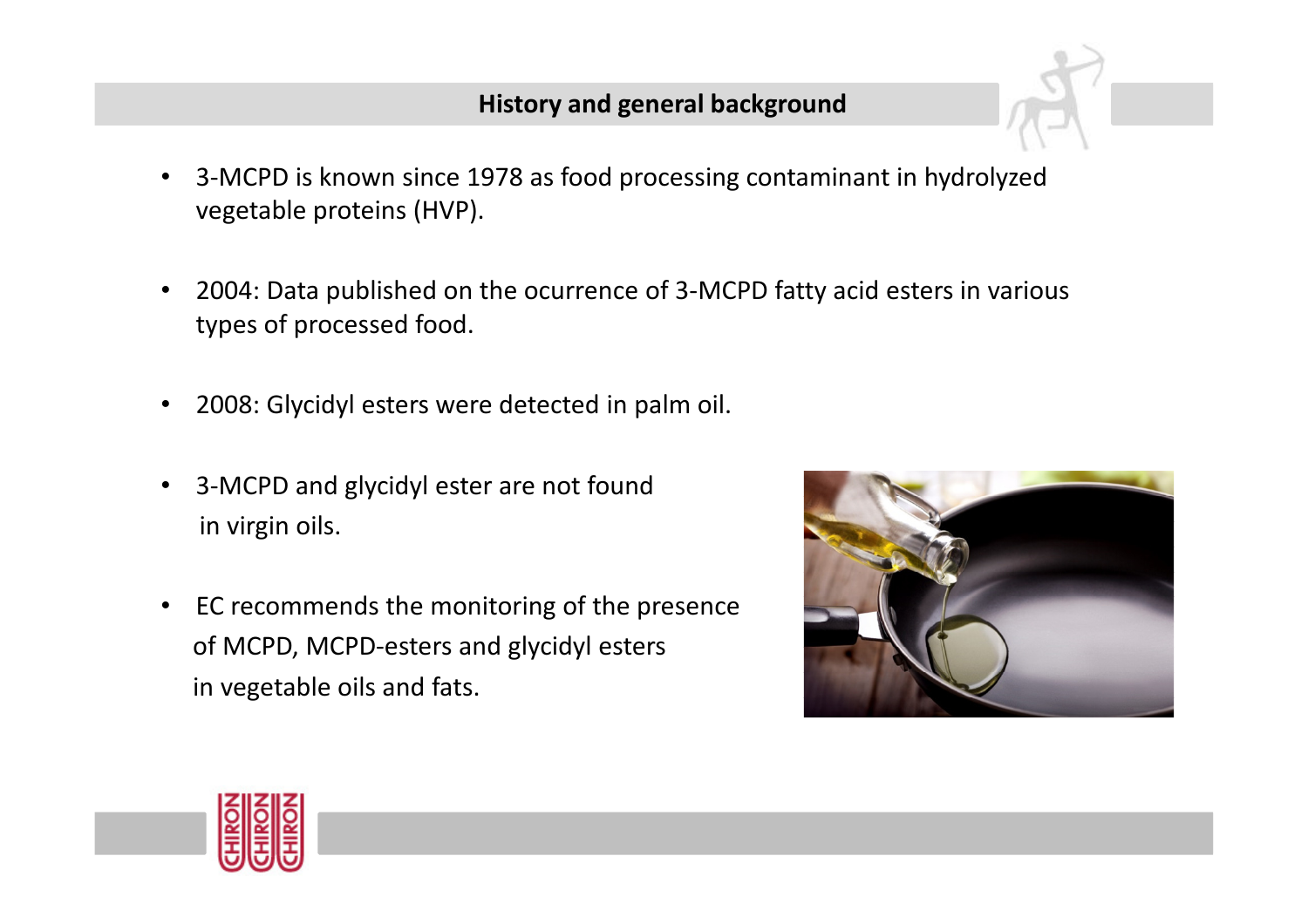## History and general background

- 3-MCPD is known since 1978 as food processing contaminant in hydrolyzed vegetable proteins (HVP).
- 2004: Data published on the ocurrence of 3-MCPD fatty acid esters in various types of processed food.
- 2008: Glycidyl esters were detected in palm oil.
- 3-MCPD and glycidyl ester are not found in virgin oils.
- EC recommends the monitoring of the presence of MCPD, MCPD-esters and glycidyl esters in vegetable oils and fats.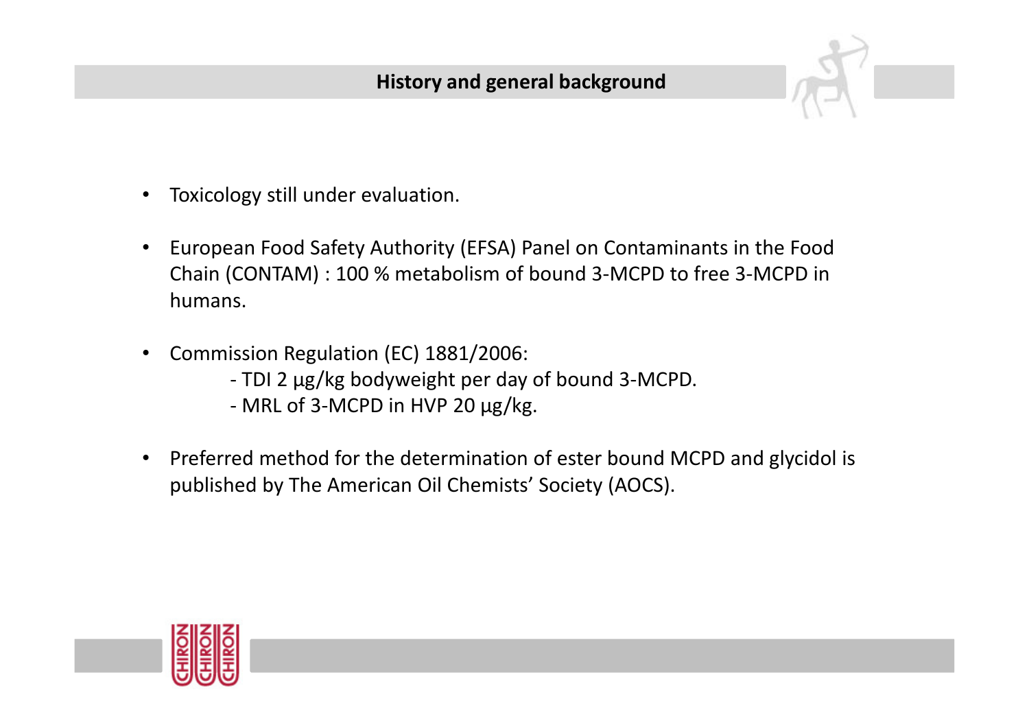## History and general background

- Toxicology still under evaluation.
- European Food Safety Authority (EFSA) Panel on Contaminants in the Food Chain (CONTAM) : 100 % metabolism of bound 3-MCPD to free 3-MCPD in humans.
- Commission Regulation (EC) 1881/2006:
  - TDI 2 µg/kg bodyweight per day of bound 3-MCPD.
  - MRL of 3-MCPD in HVP 20 µg/kg.
- Preferred method for the determination of ester bound MCPD and glycidol is published by The American Oil Chemists' Society (AOCS).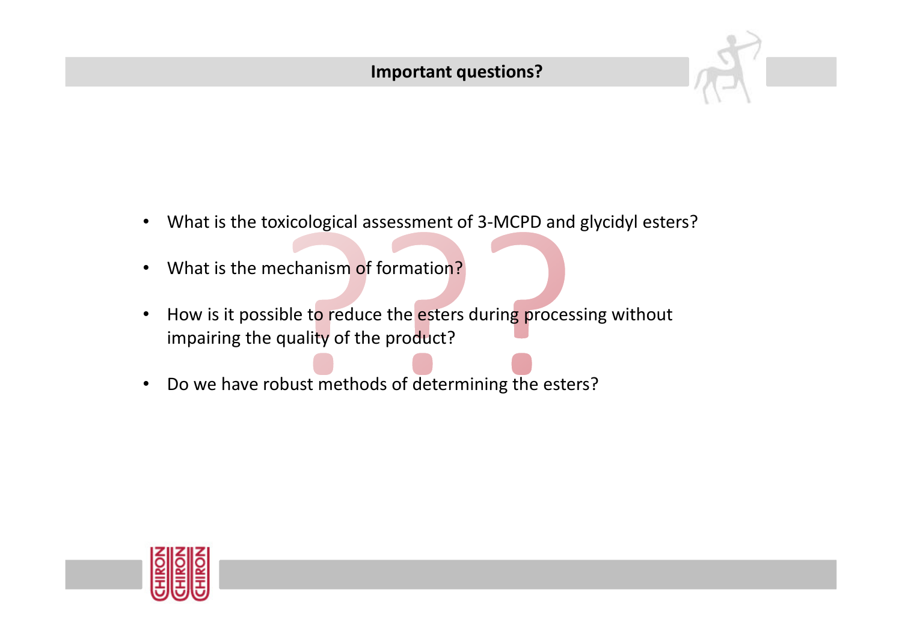# Important questions?

- What is the toxicological assessment of 3-MCPD and glycidyl esters?
- What is the mechanism of formation?
- How is it possible to reduce the esters during processing without impairing the quality of the product?
- Do we have robust methods of determining the esters?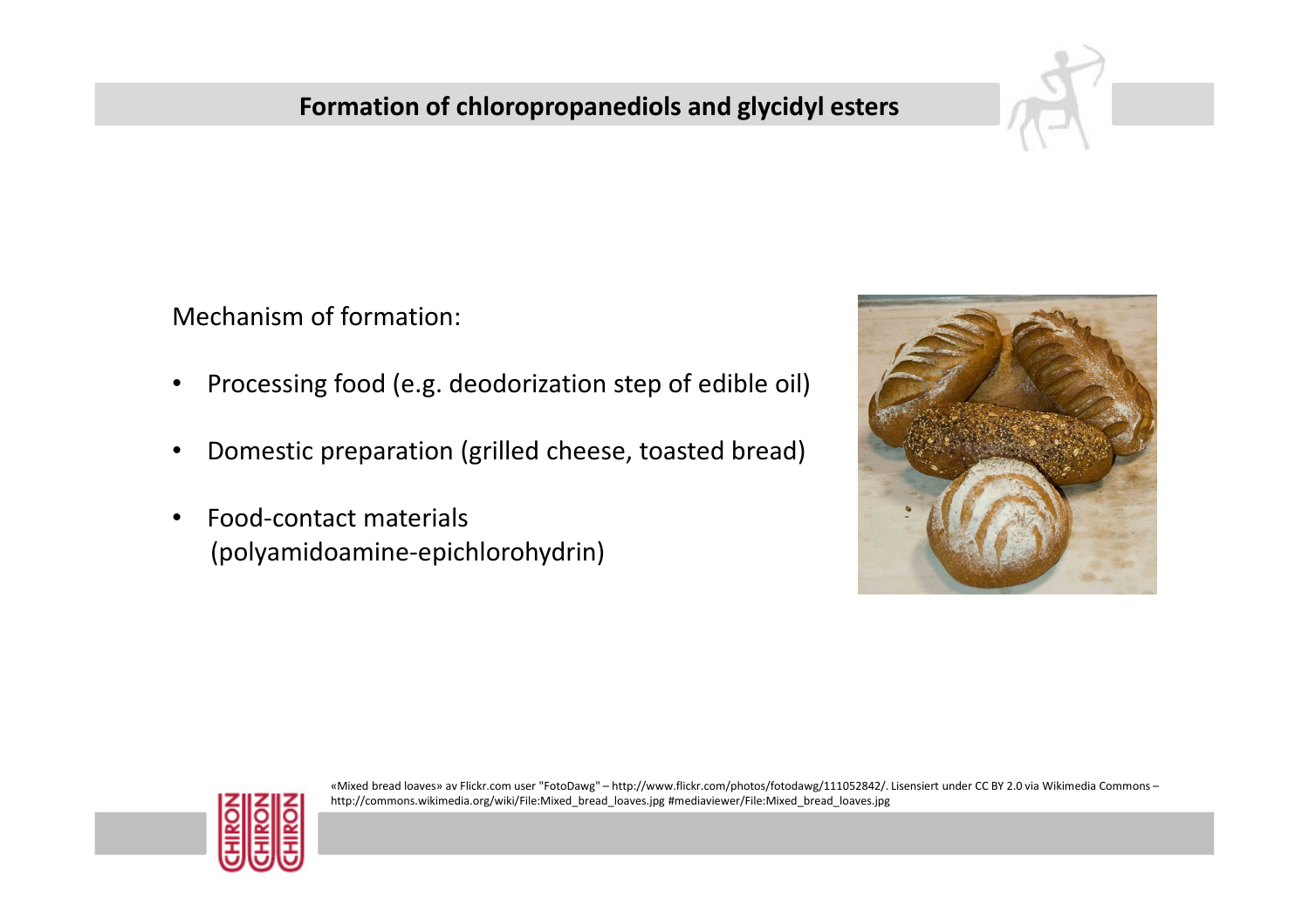## Formation of chloropropanediols and glycidyl esters

Mechanism of formation:

- Processing food (e.g. deodorization step of edible oil)
- Domestic preparation (grilled cheese, toasted bread)
- Food-contact materials (polyamidoamine-epichlorohydrin)

«Mixed bread loaves» av Flickr.com user "FotoDawg" – http://www.flickr.com/photos/fotodawg/111052842/. Lisensiert under CC BY 2.0 via Wikimedia Commons – http://commons.wikimedia.org/wiki/File:Mixed_bread_loaves.jpg #mediaviewer/File:Mixed_bread_loaves.jpg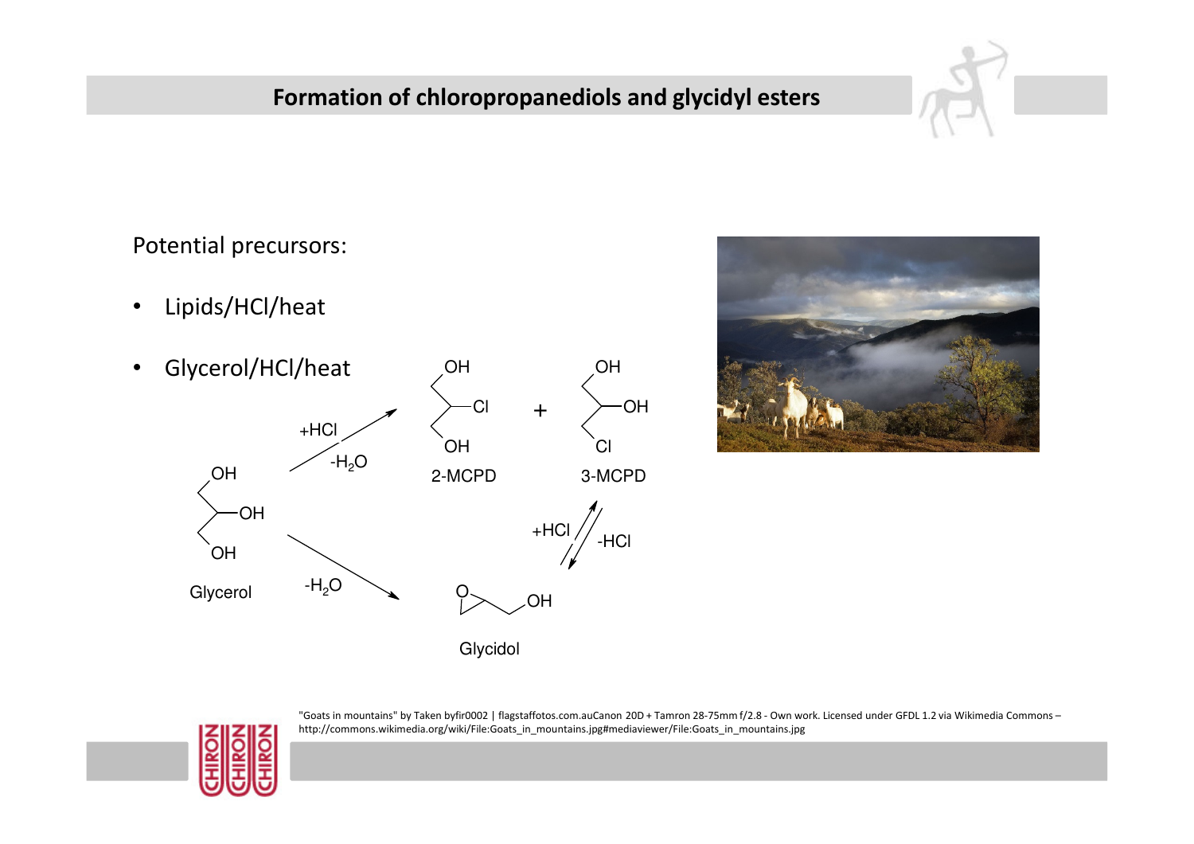## Formation of chloropropanediols and glycidyl esters

Potential precursors:

- Lipids/HCl/heat
- Glycerol/HCl/heat

Glycerol → (+HCl, $-H_2O$) → 2-MCPD + 3-MCPD

Glycerol → ($-H_2O$) → Glycidol

3-MCPD ⇌ Glycidol (+HCl / -HCl)

"Goats in mountains" by Taken byfir0002 | flagstaffotos.com.auCanon 20D + Tamron 28-75mm f/2.8 - Own work. Licensed under GFDL 1.2 via Wikimedia Commons – http://commons.wikimedia.org/wiki/File:Goats_in_mountains.jpg#mediaviewer/File:Goats_in_mountains.jpg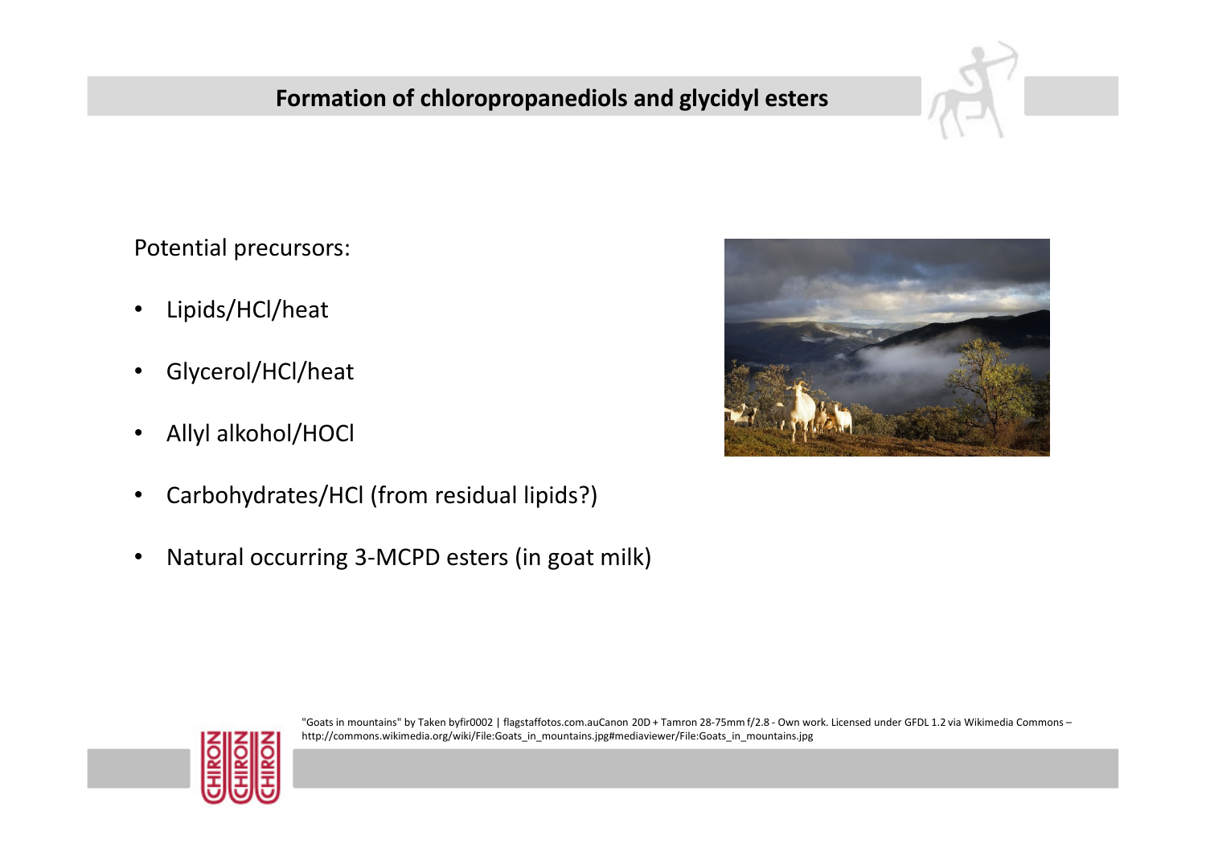# Formation of chloropropanediols and glycidyl esters

Potential precursors:

- Lipids/HCl/heat
- Glycerol/HCl/heat
- Allyl alcohol/HOCl
- Carbohydrates/HCl (from residual lipids?)
- Natural occurring 3-MCPD esters (in goat milk)

"Goats in mountains" by Taken byfir0002 | flagstaffotos.com.auCanon 20D + Tamron 28-75mm f/2.8 - Own work. Licensed under GFDL 1.2 via Wikimedia Commons – http://commons.wikimedia.org/wiki/File:Goats_in_mountains.jpg#mediaviewer/File:Goats_in_mountains.jpg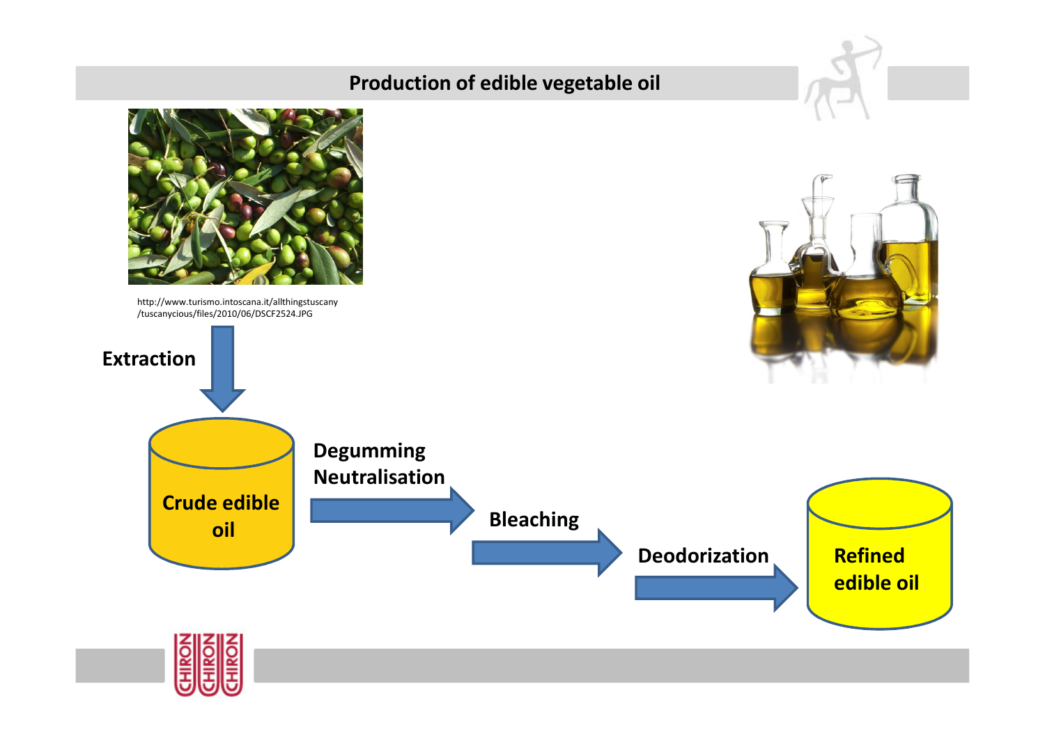# Production of edible vegetable oil

http://www.turismo.intoscana.it/allthingstuscany/tuscanycious/files/2010/06/DSCF2524.JPG

**Extraction**

**Crude edible oil**

**Degumming**
**Neutralisation**

**Bleaching**

**Deodorization**

**Refined edible oil**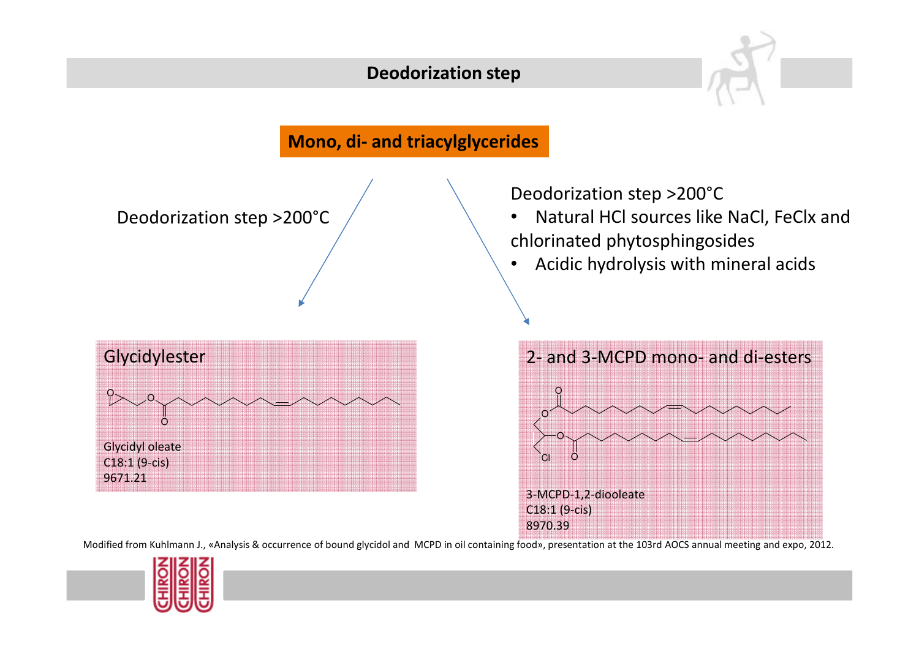## Deodorization step

**Mono, di- and triacylglycerides**

Deodorization step >200°C

Deodorization step >200°C

- Natural HCl sources like NaCl, FeClx and chlorinated phytosphingosides
- Acidic hydrolysis with mineral acids

**Glycidylester**

Glycidyl oleate
C18:1 (9-cis)
9671.21

**2- and 3-MCPD mono- and di-esters**

3-MCPD-1,2-diooleate
C18:1 (9-cis)
8970.39

Modified from Kuhlmann J., «Analysis & occurrence of bound glycidol and MCPD in oil containing food», presentation at the 103rd AOCS annual meeting and expo, 2012.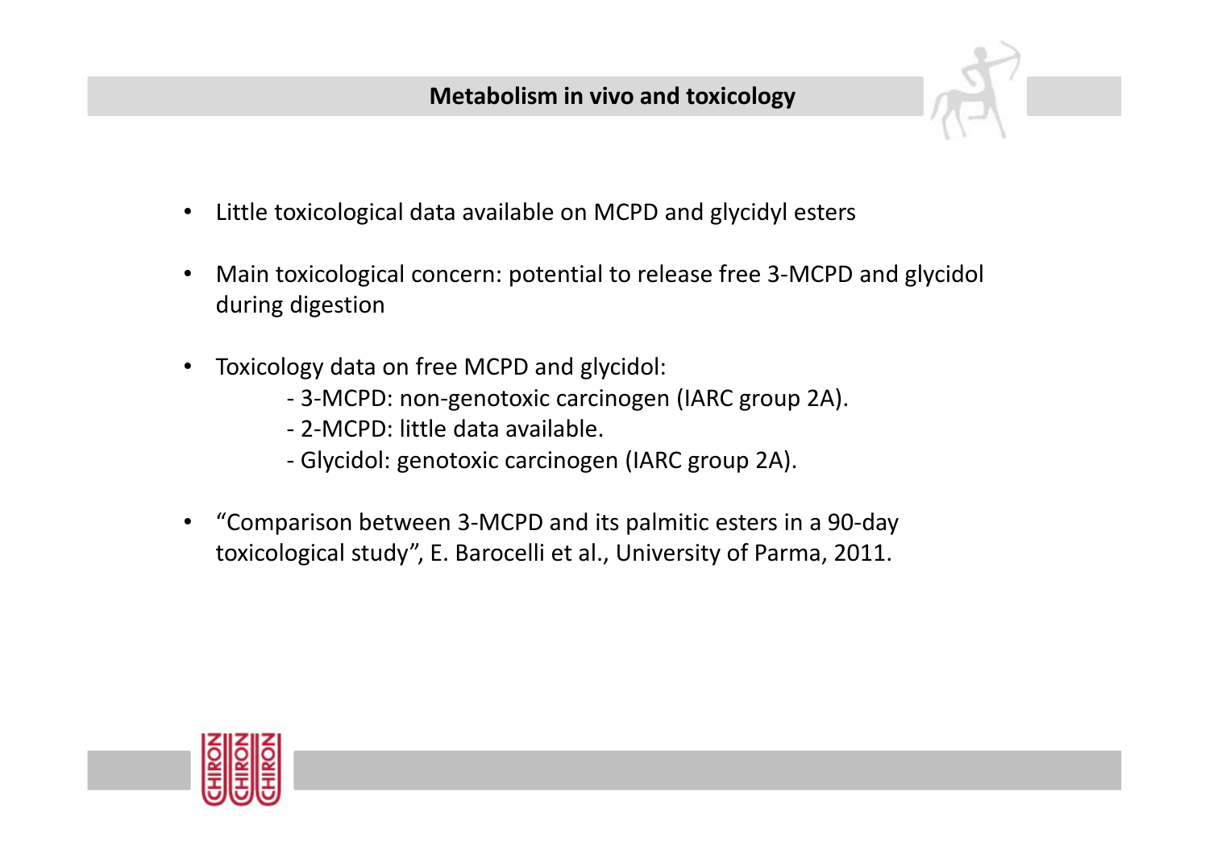# Metabolism in vivo and toxicology

- Little toxicological data available on MCPD and glycidyl esters

- Main toxicological concern: potential to release free 3-MCPD and glycidol during digestion

- Toxicology data on free MCPD and glycidol:
  - 3-MCPD: non-genotoxic carcinogen (IARC group 2A).
  - 2-MCPD: little data available.
  - Glycidol: genotoxic carcinogen (IARC group 2A).

- "Comparison between 3-MCPD and its palmitic esters in a 90-day toxicological study", E. Barocelli et al., University of Parma, 2011.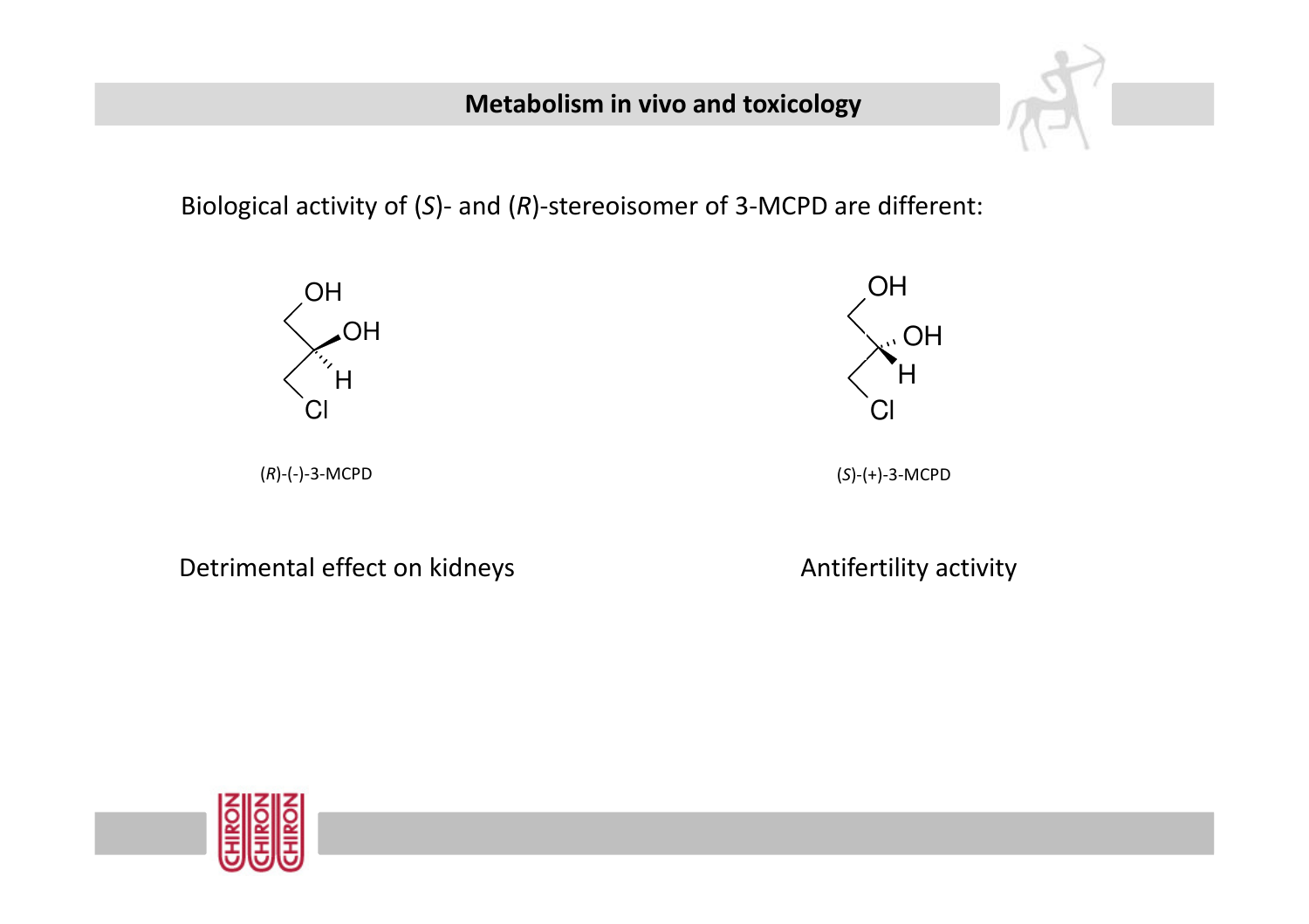## Metabolism in vivo and toxicology

Biological activity of (*S*)- and (*R*)-stereoisomer of 3-MCPD are different:

(*R*)-(-)-3-MCPD

(*S*)-(+)-3-MCPD

Detrimental effect on kidneys

Antifertility activity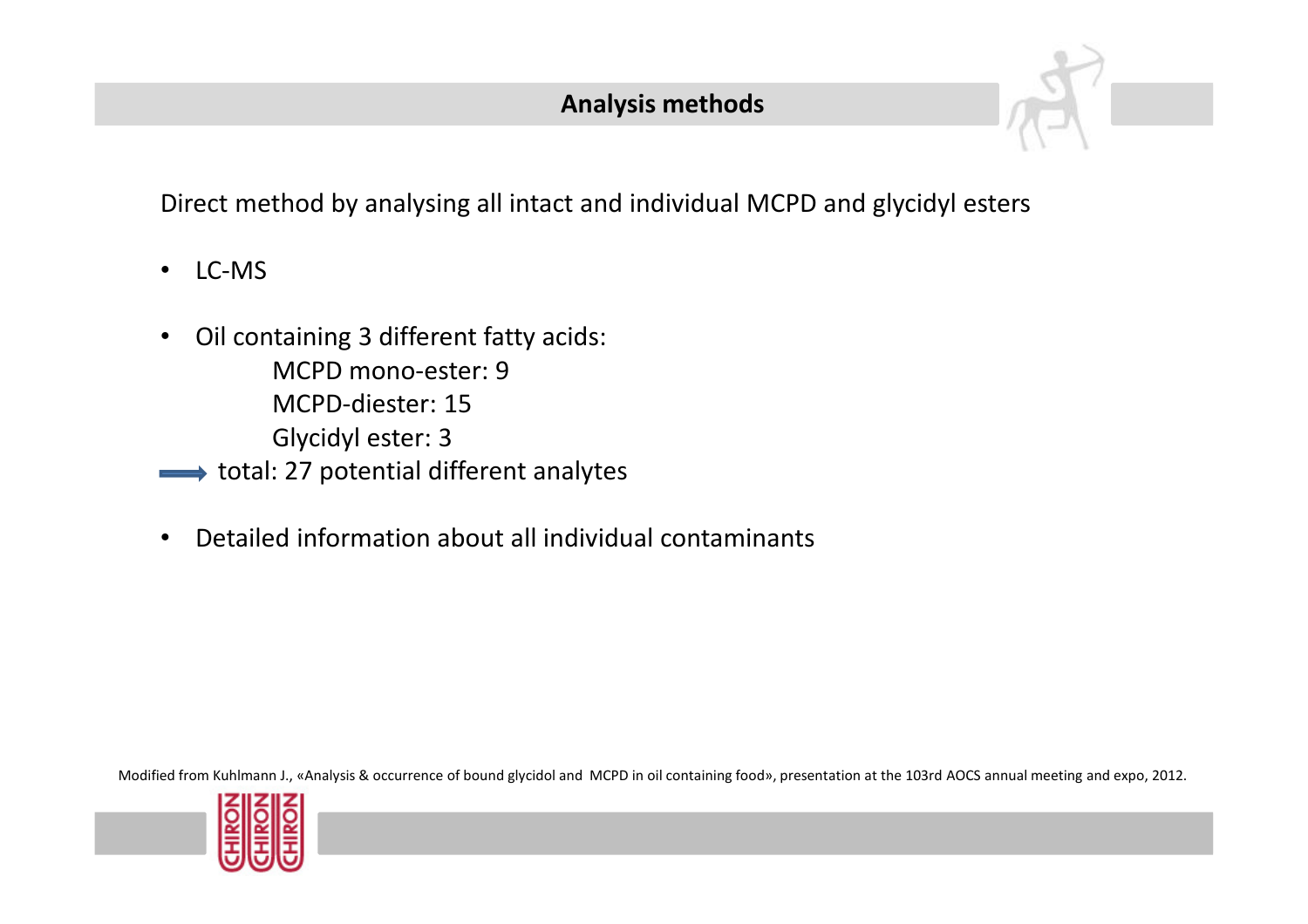## Analysis methods

Direct method by analysing all intact and individual MCPD and glycidyl esters

- LC-MS
- Oil containing 3 different fatty acids:
  - MCPD mono-ester: 9
  - MCPD-diester: 15
  - Glycidyl ester: 3

→ total: 27 potential different analytes

- Detailed information about all individual contaminants

Modified from Kuhlmann J., «Analysis & occurrence of bound glycidol and MCPD in oil containing food», presentation at the 103rd AOCS annual meeting and expo, 2012.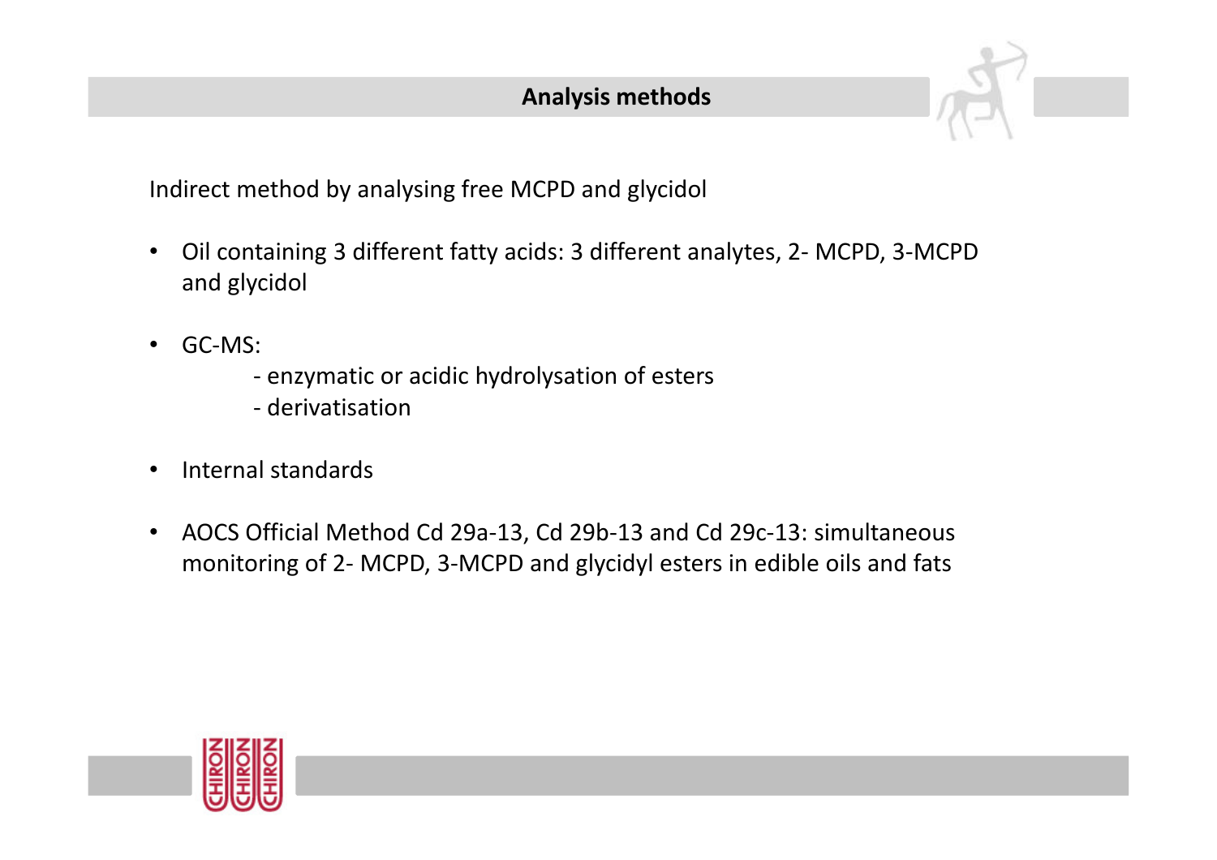# Analysis methods

Indirect method by analysing free MCPD and glycidol

- Oil containing 3 different fatty acids: 3 different analytes, 2- MCPD, 3-MCPD and glycidol
- GC-MS:
  - enzymatic or acidic hydrolysation of esters
  - derivatisation
- Internal standards
- AOCS Official Method Cd 29a-13, Cd 29b-13 and Cd 29c-13: simultaneous monitoring of 2- MCPD, 3-MCPD and glycidyl esters in edible oils and fats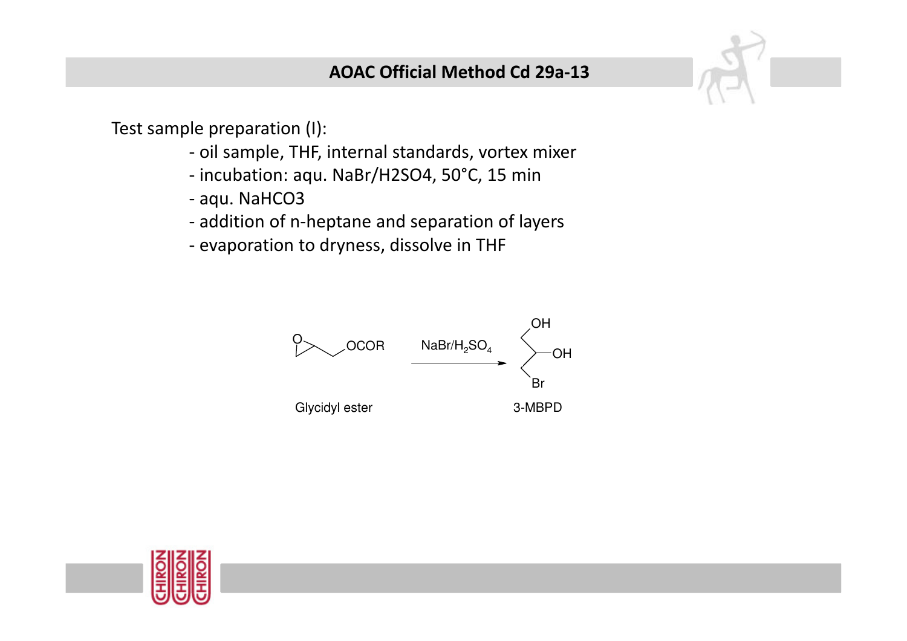## AOAC Official Method Cd 29a-13

Test sample preparation (I):

- oil sample, THF, internal standards, vortex mixer
- incubation: aqu. NaBr/H2SO4, 50°C, 15 min
- aqu. NaHCO3
- addition of n-heptane and separation of layers
- evaporation to dryness, dissolve in THF

Glycidyl ester (OCOR) —$NaBr/H_2SO_4$→ 3-MBPD (OH, OH, Br)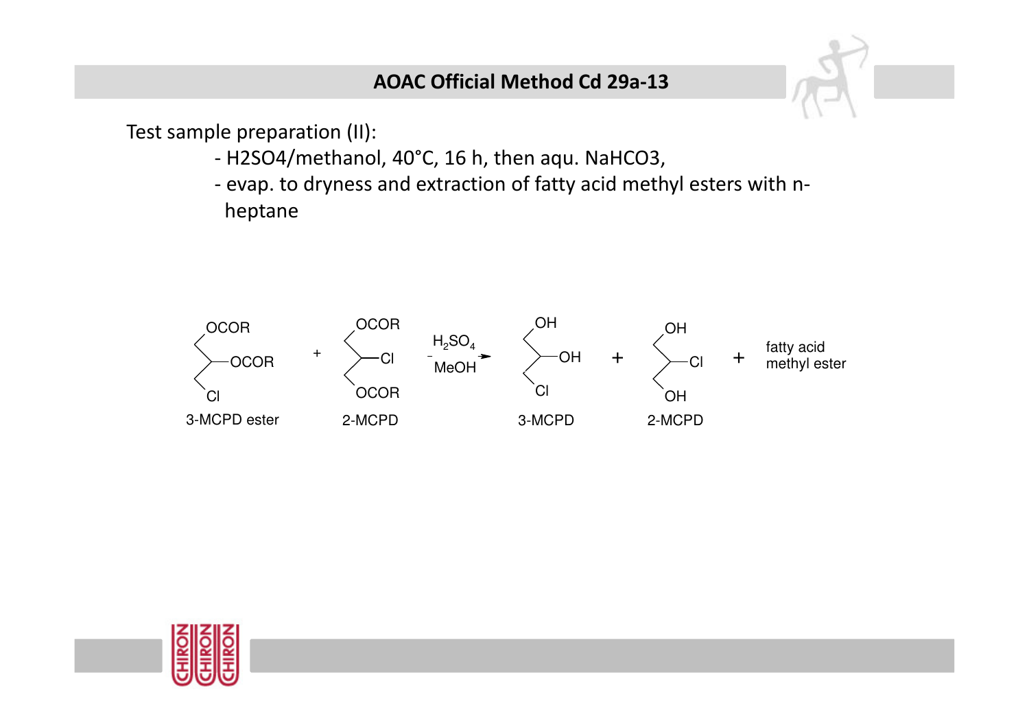## AOAC Official Method Cd 29a-13

Test sample preparation (II):

- $H_2SO_4$/methanol, 40°C, 16 h, then aqu. $NaHCO_3$,
- evap. to dryness and extraction of fatty acid methyl esters with n-heptane

3-MCPD ester + 2-MCPD $\xrightarrow[\text{MeOH}]{H_2SO_4}$ 3-MCPD + 2-MCPD + fatty acid methyl ester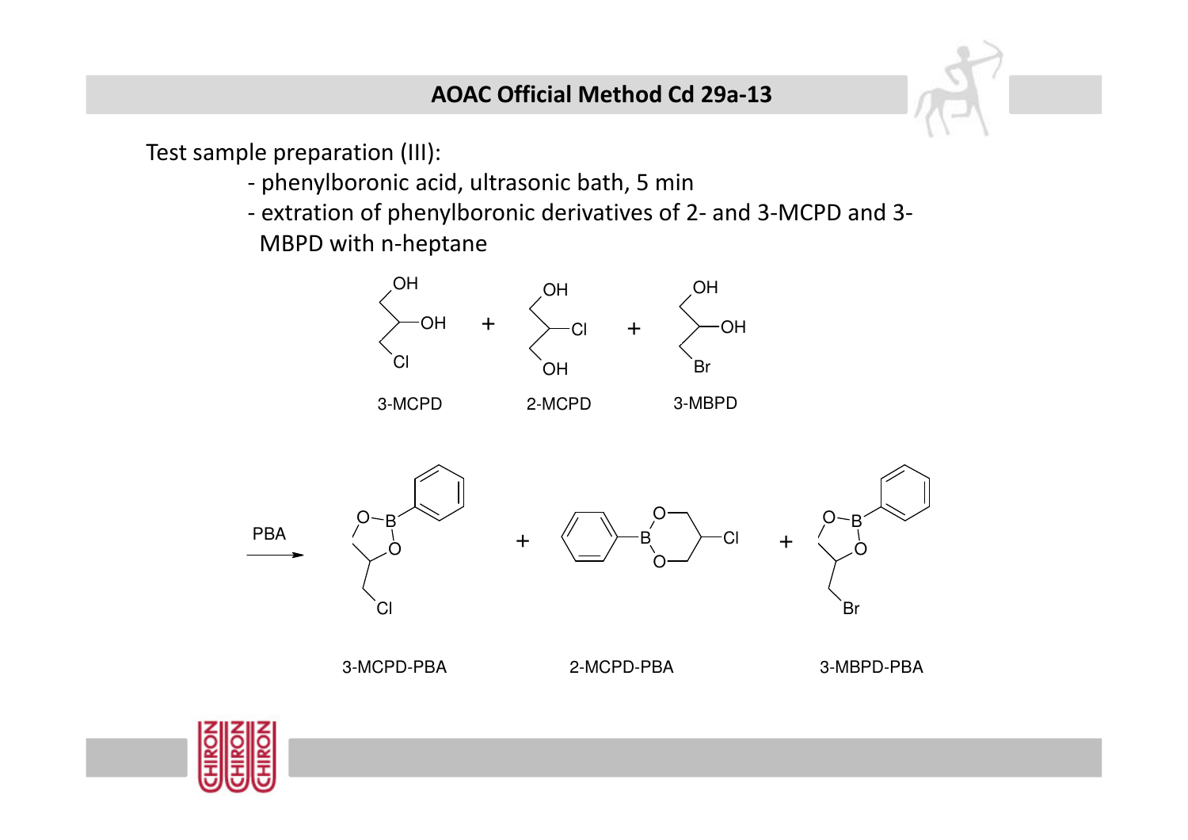## AOAC Official Method Cd 29a-13

Test sample preparation (III):

- phenylboronic acid, ultrasonic bath, 5 min
- extration of phenylboronic derivatives of 2- and 3-MCPD and 3-MBPD with n-heptane

3-MCPD + 2-MCPD + 3-MBPD

PBA →

3-MCPD-PBA + 2-MCPD-PBA + 3-MBPD-PBA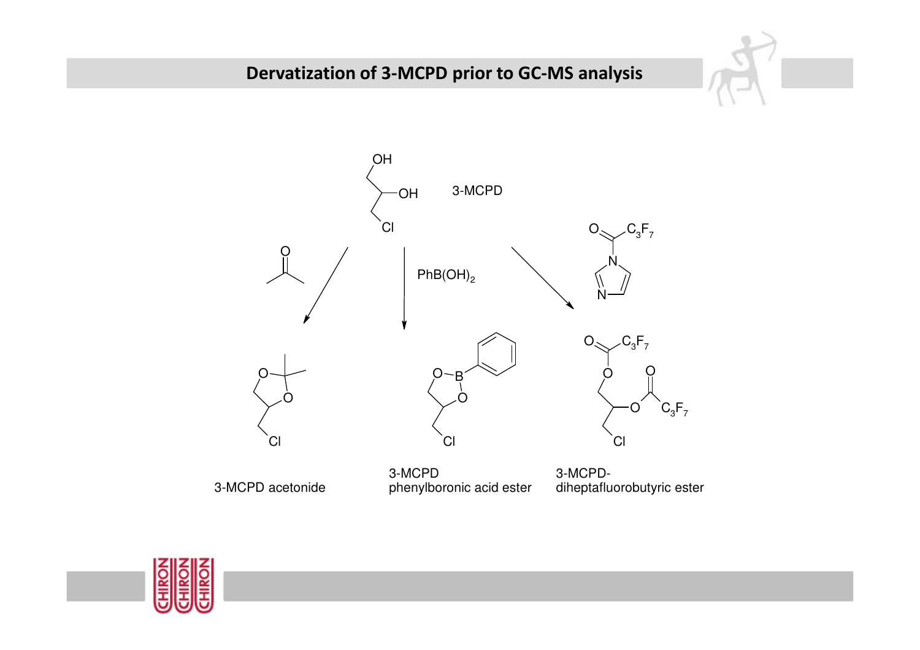# Dervatization of 3-MCPD prior to GC-MS analysis

3-MCPD

$PhB(OH)_2$

3-MCPD acetonide

3-MCPD phenylboronic acid ester

3-MCPD-diheptafluorobutyric ester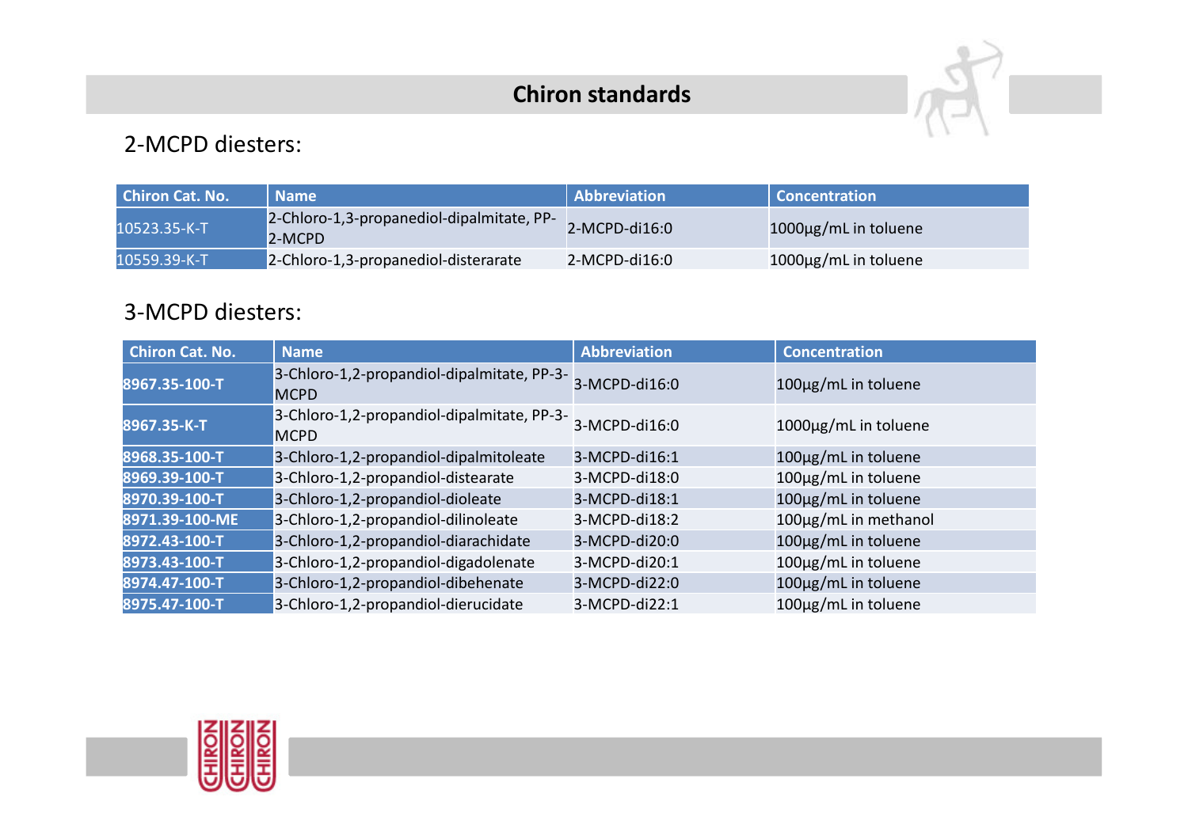# Chiron standards

## 2-MCPD diesters:

| Chiron Cat. No. | Name | Abbreviation | Concentration |
|---|---|---|---|
| 10523.35-K-T | 2-Chloro-1,3-propanediol-dipalmitate, PP-2-MCPD | 2-MCPD-di16:0 | 1000µg/mL in toluene |
| 10559.39-K-T | 2-Chloro-1,3-propanediol-disterarate | 2-MCPD-di16:0 | 1000µg/mL in toluene |

## 3-MCPD diesters:

| Chiron Cat. No. | Name | Abbreviation | Concentration |
|---|---|---|---|
| **8967.35-100-T** | 3-Chloro-1,2-propandiol-dipalmitate, PP-3-MCPD | 3-MCPD-di16:0 | 100µg/mL in toluene |
| **8967.35-K-T** | 3-Chloro-1,2-propandiol-dipalmitate, PP-3-MCPD | 3-MCPD-di16:0 | 1000µg/mL in toluene |
| **8968.35-100-T** | 3-Chloro-1,2-propandiol-dipalmitoleate | 3-MCPD-di16:1 | 100µg/mL in toluene |
| **8969.39-100-T** | 3-Chloro-1,2-propandiol-distearate | 3-MCPD-di18:0 | 100µg/mL in toluene |
| **8970.39-100-T** | 3-Chloro-1,2-propandiol-dioleate | 3-MCPD-di18:1 | 100µg/mL in toluene |
| **8971.39-100-ME** | 3-Chloro-1,2-propandiol-dilinoleate | 3-MCPD-di18:2 | 100µg/mL in methanol |
| **8972.43-100-T** | 3-Chloro-1,2-propandiol-diarachidate | 3-MCPD-di20:0 | 100µg/mL in toluene |
| **8973.43-100-T** | 3-Chloro-1,2-propandiol-digadolenate | 3-MCPD-di20:1 | 100µg/mL in toluene |
| **8974.47-100-T** | 3-Chloro-1,2-propandiol-dibehenate | 3-MCPD-di22:0 | 100µg/mL in toluene |
| **8975.47-100-T** | 3-Chloro-1,2-propandiol-dierucidate | 3-MCPD-di22:1 | 100µg/mL in toluene |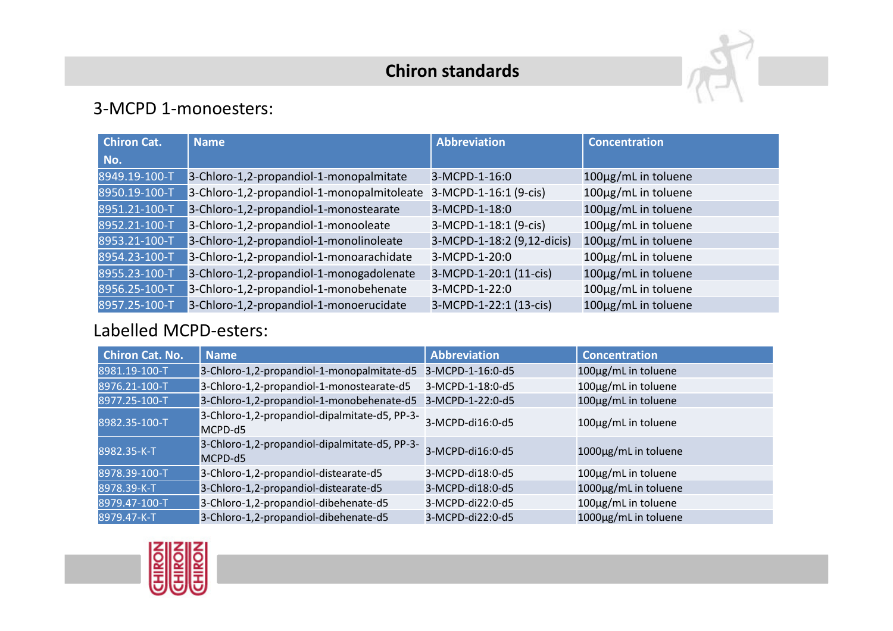# Chiron standards

## 3-MCPD 1-monoesters:

| Chiron Cat. No. | Name | Abbreviation | Concentration |
|---|---|---|---|
| 8949.19-100-T | 3-Chloro-1,2-propandiol-1-monopalmitate | 3-MCPD-1-16:0 | 100µg/mL in toluene |
| 8950.19-100-T | 3-Chloro-1,2-propandiol-1-monopalmitoleate | 3-MCPD-1-16:1 (9-cis) | 100µg/mL in toluene |
| 8951.21-100-T | 3-Chloro-1,2-propandiol-1-monostearate | 3-MCPD-1-18:0 | 100µg/mL in toluene |
| 8952.21-100-T | 3-Chloro-1,2-propandiol-1-monooleate | 3-MCPD-1-18:1 (9-cis) | 100µg/mL in toluene |
| 8953.21-100-T | 3-Chloro-1,2-propandiol-1-monolinoleate | 3-MCPD-1-18:2 (9,12-dicis) | 100µg/mL in toluene |
| 8954.23-100-T | 3-Chloro-1,2-propandiol-1-monoarachidate | 3-MCPD-1-20:0 | 100µg/mL in toluene |
| 8955.23-100-T | 3-Chloro-1,2-propandiol-1-monogadolenate | 3-MCPD-1-20:1 (11-cis) | 100µg/mL in toluene |
| 8956.25-100-T | 3-Chloro-1,2-propandiol-1-monobehenate | 3-MCPD-1-22:0 | 100µg/mL in toluene |
| 8957.25-100-T | 3-Chloro-1,2-propandiol-1-monoerucidate | 3-MCPD-1-22:1 (13-cis) | 100µg/mL in toluene |

## Labelled MCPD-esters:

| Chiron Cat. No. | Name | Abbreviation | Concentration |
|---|---|---|---|
| 8981.19-100-T | 3-Chloro-1,2-propandiol-1-monopalmitate-d5 | 3-MCPD-1-16:0-d5 | 100µg/mL in toluene |
| 8976.21-100-T | 3-Chloro-1,2-propandiol-1-monostearate-d5 | 3-MCPD-1-18:0-d5 | 100µg/mL in toluene |
| 8977.25-100-T | 3-Chloro-1,2-propandiol-1-monobehenate-d5 | 3-MCPD-1-22:0-d5 | 100µg/mL in toluene |
| 8982.35-100-T | 3-Chloro-1,2-propandiol-dipalmitate-d5, PP-3-MCPD-d5 | 3-MCPD-di16:0-d5 | 100µg/mL in toluene |
| 8982.35-K-T | 3-Chloro-1,2-propandiol-dipalmitate-d5, PP-3-MCPD-d5 | 3-MCPD-di16:0-d5 | 1000µg/mL in toluene |
| 8978.39-100-T | 3-Chloro-1,2-propandiol-distearate-d5 | 3-MCPD-di18:0-d5 | 100µg/mL in toluene |
| 8978.39-K-T | 3-Chloro-1,2-propandiol-distearate-d5 | 3-MCPD-di18:0-d5 | 1000µg/mL in toluene |
| 8979.47-100-T | 3-Chloro-1,2-propandiol-dibehenate-d5 | 3-MCPD-di22:0-d5 | 100µg/mL in toluene |
| 8979.47-K-T | 3-Chloro-1,2-propandiol-dibehenate-d5 | 3-MCPD-di22:0-d5 | 1000µg/mL in toluene |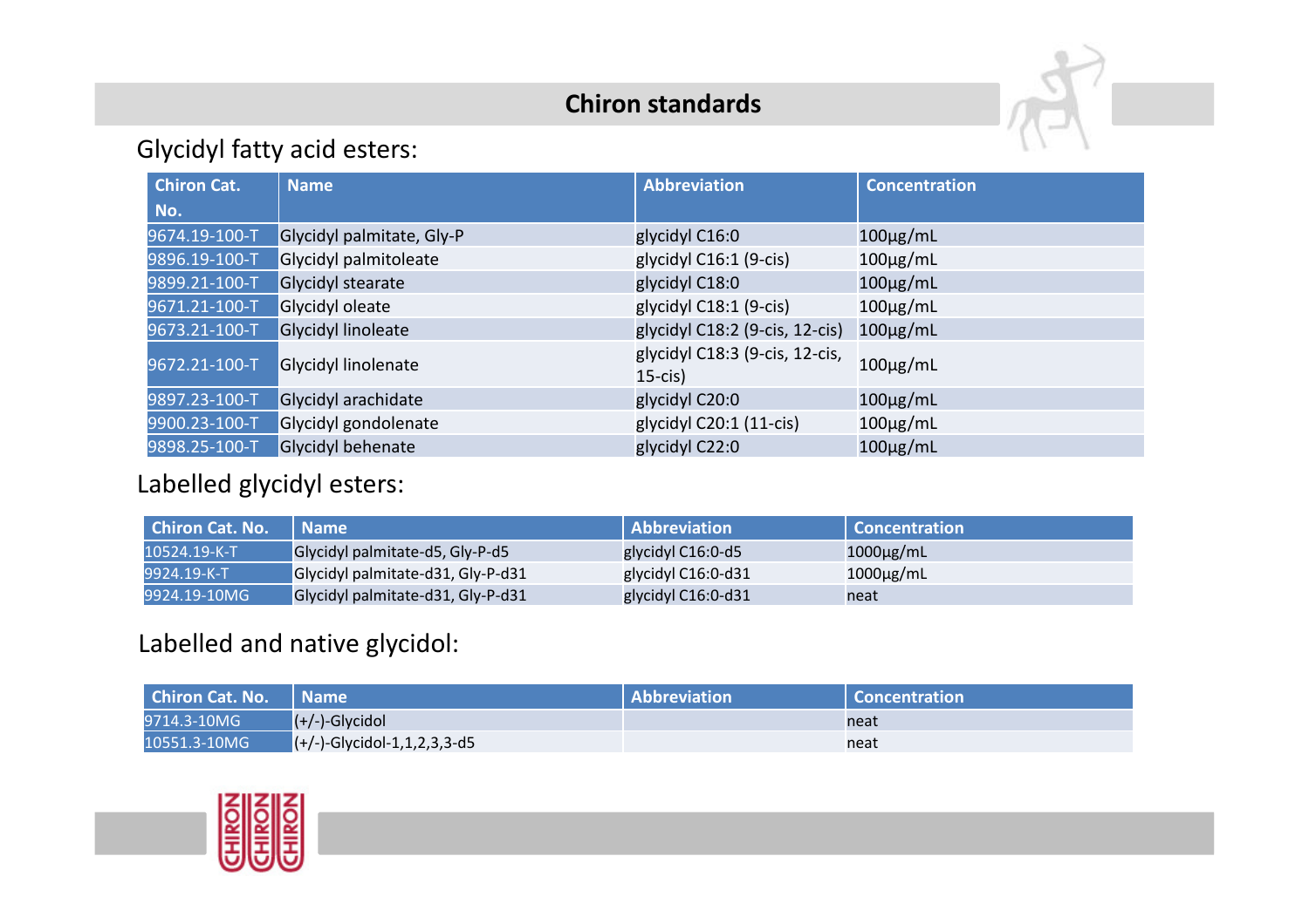# Chiron standards

## Glycidyl fatty acid esters:

| Chiron Cat. No. | Name | Abbreviation | Concentration |
|---|---|---|---|
| 9674.19-100-T | Glycidyl palmitate, Gly-P | glycidyl C16:0 | 100µg/mL |
| 9896.19-100-T | Glycidyl palmitoleate | glycidyl C16:1 (9-cis) | 100µg/mL |
| 9899.21-100-T | Glycidyl stearate | glycidyl C18:0 | 100µg/mL |
| 9671.21-100-T | Glycidyl oleate | glycidyl C18:1 (9-cis) | 100µg/mL |
| 9673.21-100-T | Glycidyl linoleate | glycidyl C18:2 (9-cis, 12-cis) | 100µg/mL |
| 9672.21-100-T | Glycidyl linolenate | glycidyl C18:3 (9-cis, 12-cis, 15-cis) | 100µg/mL |
| 9897.23-100-T | Glycidyl arachidate | glycidyl C20:0 | 100µg/mL |
| 9900.23-100-T | Glycidyl gondolenate | glycidyl C20:1 (11-cis) | 100µg/mL |
| 9898.25-100-T | Glycidyl behenate | glycidyl C22:0 | 100µg/mL |

## Labelled glycidyl esters:

| Chiron Cat. No. | Name | Abbreviation | Concentration |
|---|---|---|---|
| 10524.19-K-T | Glycidyl palmitate-d5, Gly-P-d5 | glycidyl C16:0-d5 | 1000µg/mL |
| 9924.19-K-T | Glycidyl palmitate-d31, Gly-P-d31 | glycidyl C16:0-d31 | 1000µg/mL |
| 9924.19-10MG | Glycidyl palmitate-d31, Gly-P-d31 | glycidyl C16:0-d31 | neat |

## Labelled and native glycidol:

| Chiron Cat. No. | Name | Abbreviation | Concentration |
|---|---|---|---|
| 9714.3-10MG | (+/-)-Glycidol | | neat |
| 10551.3-10MG | (+/-)-Glycidol-1,1,2,3,3-d5 | | neat |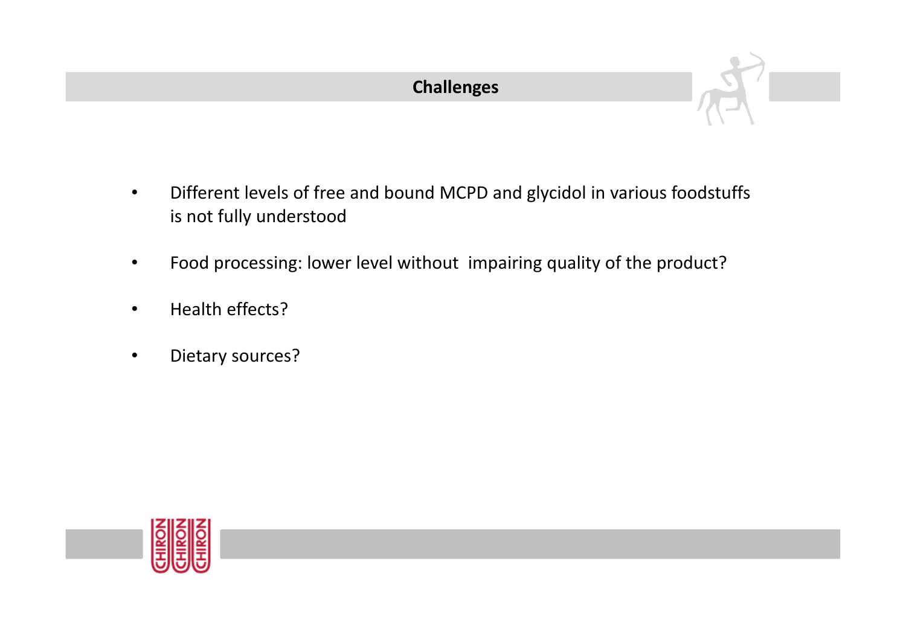# Challenges

- Different levels of free and bound MCPD and glycidol in various foodstuffs is not fully understood
- Food processing: lower level without impairing quality of the product?
- Health effects?
- Dietary sources?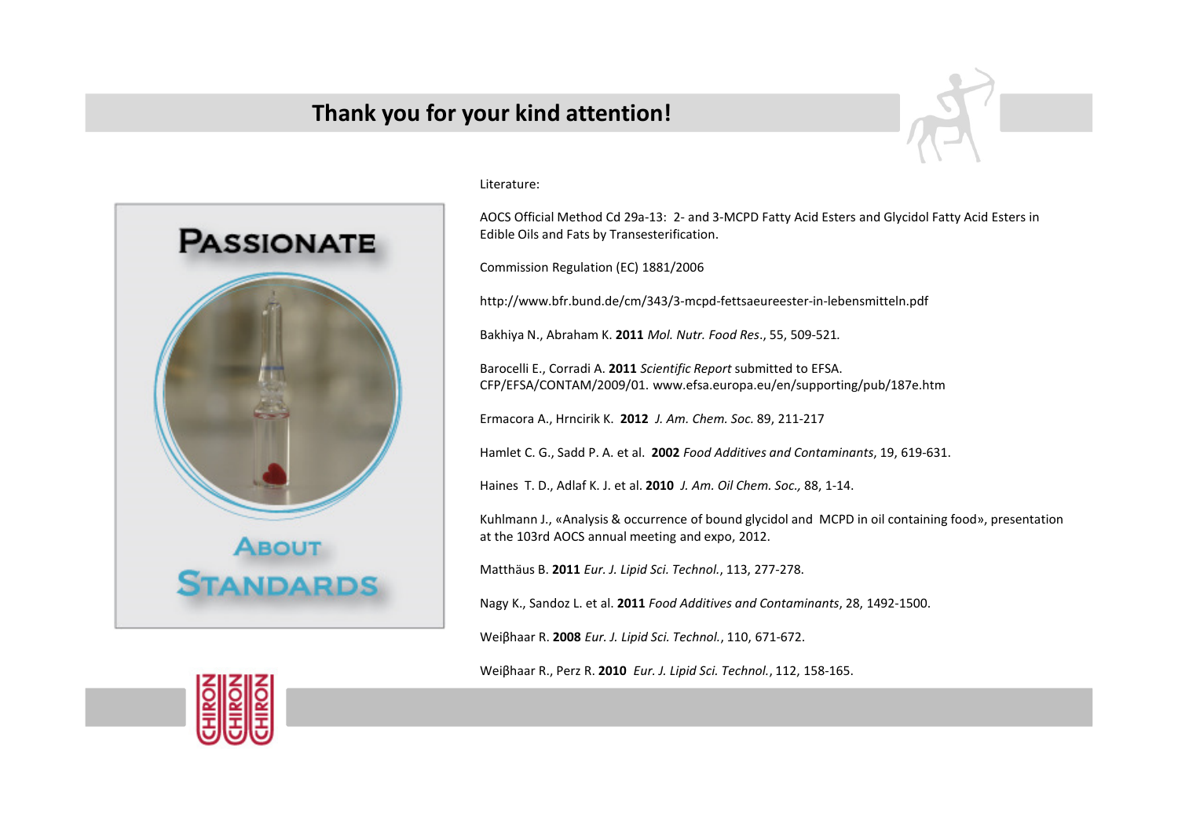# Thank you for your kind attention!

PASSIONATE ABOUT STANDARDS

Literature:

AOCS Official Method Cd 29a-13: 2- and 3-MCPD Fatty Acid Esters and Glycidol Fatty Acid Esters in Edible Oils and Fats by Transesterification.

Commission Regulation (EC) 1881/2006

http://www.bfr.bund.de/cm/343/3-mcpd-fettsaeureester-in-lebensmitteln.pdf

Bakhiya N., Abraham K. **2011** *Mol. Nutr. Food Res*., 55, 509-521.

Barocelli E., Corradi A. **2011** *Scientific Report* submitted to EFSA. CFP/EFSA/CONTAM/2009/01. www.efsa.europa.eu/en/supporting/pub/187e.htm

Ermacora A., Hrncirik K. **2012** *J. Am. Chem. Soc.* 89, 211-217

Hamlet C. G., Sadd P. A. et al. **2002** *Food Additives and Contaminants*, 19, 619-631.

Haines T. D., Adlaf K. J. et al. **2010** *J. Am. Oil Chem. Soc.,* 88, 1-14.

Kuhlmann J., «Analysis & occurrence of bound glycidol and MCPD in oil containing food», presentation at the 103rd AOCS annual meeting and expo, 2012.

Matthäus B. **2011** *Eur. J. Lipid Sci. Technol.*, 113, 277-278.

Nagy K., Sandoz L. et al. **2011** *Food Additives and Contaminants*, 28, 1492-1500.

Weiβhaar R. **2008** *Eur. J. Lipid Sci. Technol.*, 110, 671-672.

Weiβhaar R., Perz R. **2010** *Eur. J. Lipid Sci. Technol.*, 112, 158-165.

CHIRON CHIRON CHIRON